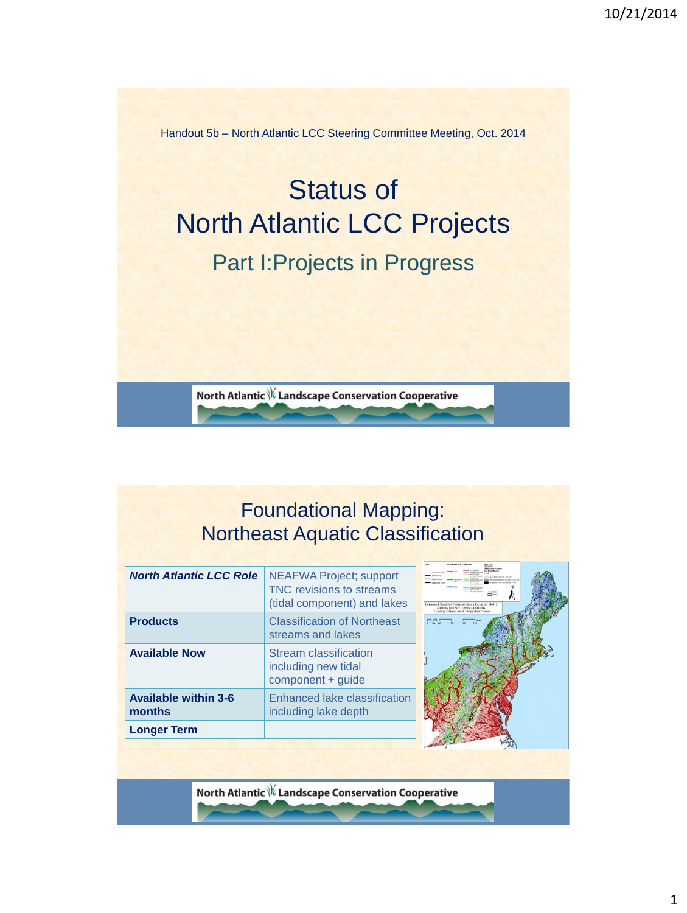Handout 5b – North Atlantic LCC Steering Committee Meeting, Oct. 2014

# Status of North Atlantic LCC Projects

## Part I:Projects in Progress

North Atlantic Landscape Conservation Cooperative

## Foundational Mapping: Northeast Aquatic Classification

| | |
|---|---|
| ***North Atlantic LCC Role*** | NEAFWA Project; support TNC revisions to streams (tidal component) and lakes |
| **Products** | Classification of Northeast streams and lakes |
| **Available Now** | Stream classification including new tidal component + guide |
| **Available within 3-6 months** | Enhanced lake classification including lake depth |
| **Longer Term** | |

North Atlantic Landscape Conservation Cooperative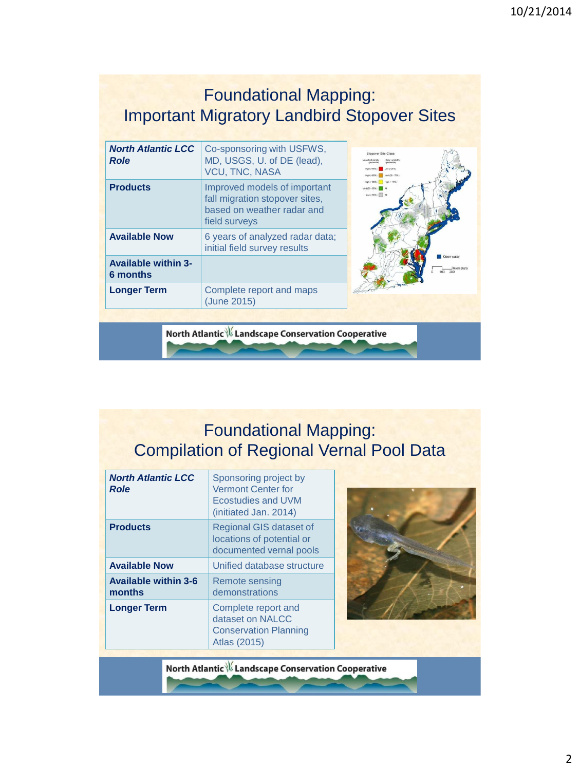# Foundational Mapping: Important Migratory Landbird Stopover Sites

| *North Atlantic LCC Role* | Co-sponsoring with USFWS, MD, USGS, U. of DE (lead), VCU, TNC, NASA |
|---|---|
| **Products** | Improved models of important fall migration stopover sites, based on weather radar and field surveys |
| **Available Now** | 6 years of analyzed radar data; initial field survey results |
| **Available within 3-6 months** | |
| **Longer Term** | Complete report and maps (June 2015) |

North Atlantic Landscape Conservation Cooperative

# Foundational Mapping: Compilation of Regional Vernal Pool Data

| *North Atlantic LCC Role* | Sponsoring project by Vermont Center for Ecostudies and UVM (initiated Jan. 2014) |
|---|---|
| **Products** | Regional GIS dataset of locations of potential or documented vernal pools |
| **Available Now** | Unified database structure |
| **Available within 3-6 months** | Remote sensing demonstrations |
| **Longer Term** | Complete report and dataset on NALCC Conservation Planning Atlas (2015) |

North Atlantic Landscape Conservation Cooperative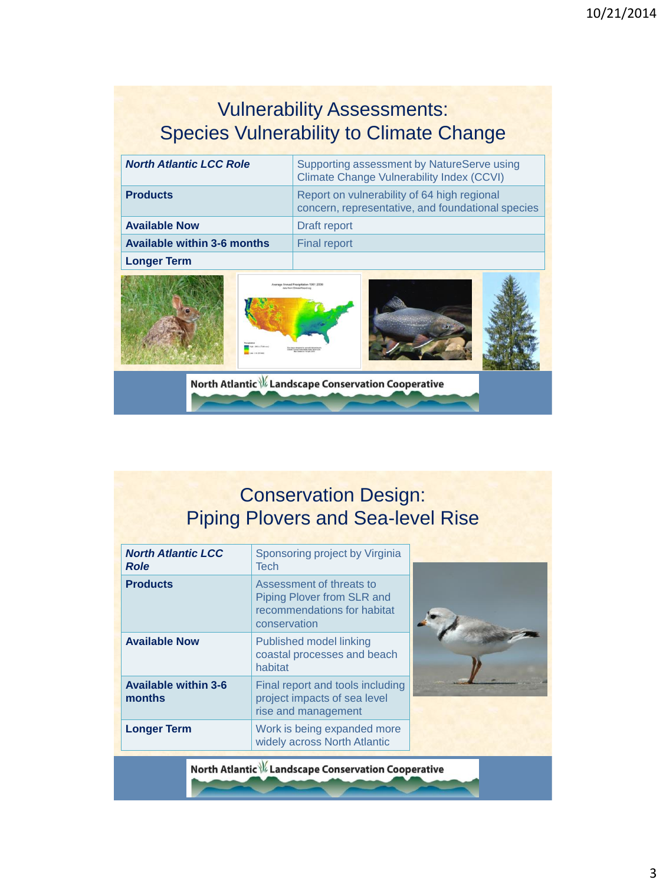## Vulnerability Assessments: Species Vulnerability to Climate Change

| ***North Atlantic LCC Role*** | Supporting assessment by NatureServe using Climate Change Vulnerability Index (CCVI) |
|---|---|
| **Products** | Report on vulnerability of 64 high regional concern, representative, and foundational species |
| **Available Now** | Draft report |
| **Available within 3-6 months** | Final report |
| **Longer Term** | |

North Atlantic Landscape Conservation Cooperative

## Conservation Design: Piping Plovers and Sea-level Rise

| ***North Atlantic LCC Role*** | Sponsoring project by Virginia Tech |
|---|---|
| **Products** | Assessment of threats to Piping Plover from SLR and recommendations for habitat conservation |
| **Available Now** | Published model linking coastal processes and beach habitat |
| **Available within 3-6 months** | Final report and tools including project impacts of sea level rise and management |
| **Longer Term** | Work is being expanded more widely across North Atlantic |

North Atlantic Landscape Conservation Cooperative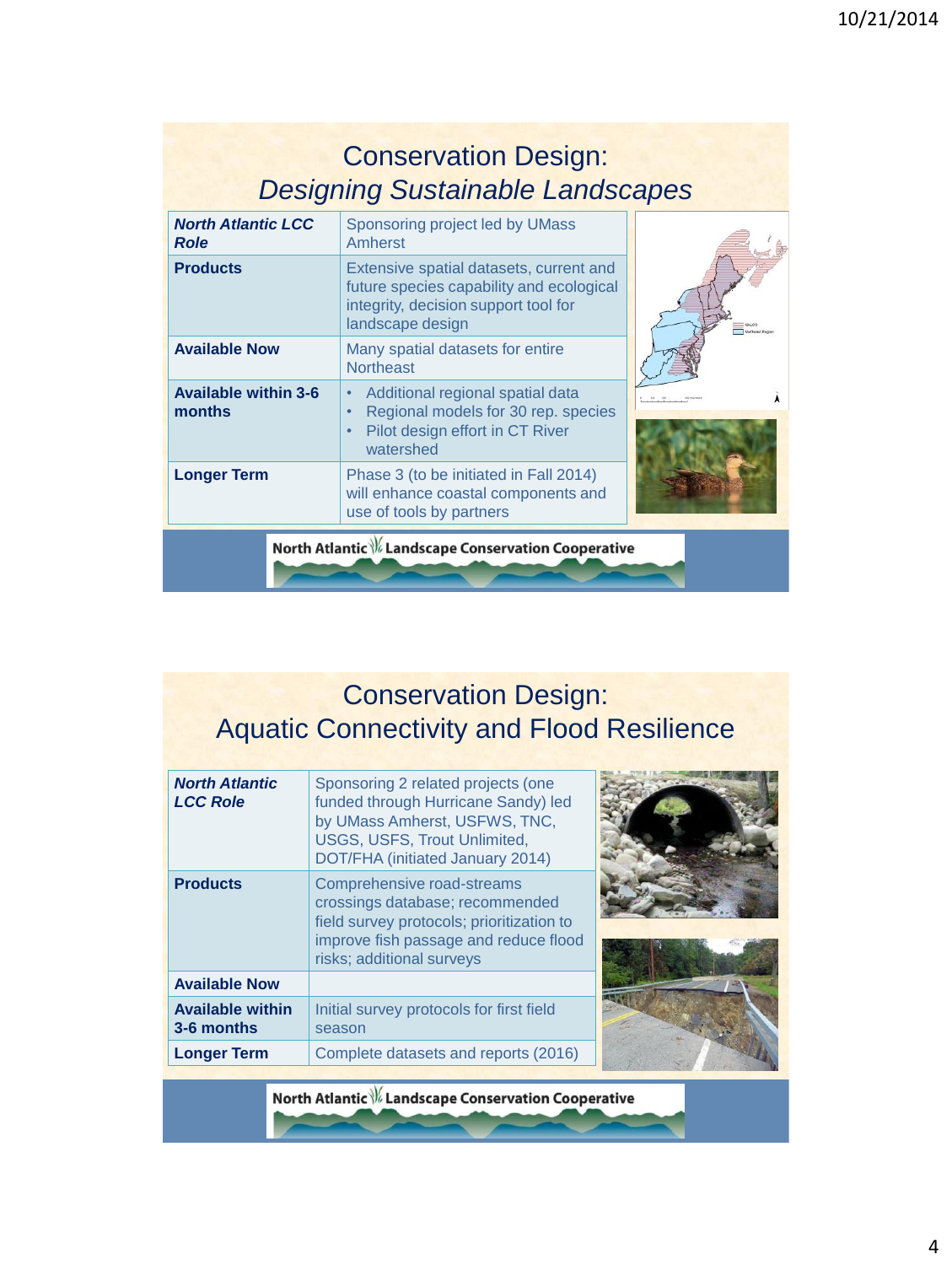# Conservation Design: *Designing Sustainable Landscapes*

| | |
|---|---|
| ***North Atlantic LCC Role*** | Sponsoring project led by UMass Amherst |
| **Products** | Extensive spatial datasets, current and future species capability and ecological integrity, decision support tool for landscape design |
| **Available Now** | Many spatial datasets for entire Northeast |
| **Available within 3-6 months** | • Additional regional spatial data<br>• Regional models for 30 rep. species<br>• Pilot design effort in CT River watershed |
| **Longer Term** | Phase 3 (to be initiated in Fall 2014) will enhance coastal components and use of tools by partners |

North Atlantic Landscape Conservation Cooperative

# Conservation Design: Aquatic Connectivity and Flood Resilience

| | |
|---|---|
| ***North Atlantic LCC Role*** | Sponsoring 2 related projects (one funded through Hurricane Sandy) led by UMass Amherst, USFWS, TNC, USGS, USFS, Trout Unlimited, DOT/FHA (initiated January 2014) |
| **Products** | Comprehensive road-streams crossings database; recommended field survey protocols; prioritization to improve fish passage and reduce flood risks; additional surveys |
| **Available Now** | |
| **Available within 3-6 months** | Initial survey protocols for first field season |
| **Longer Term** | Complete datasets and reports (2016) |

North Atlantic Landscape Conservation Cooperative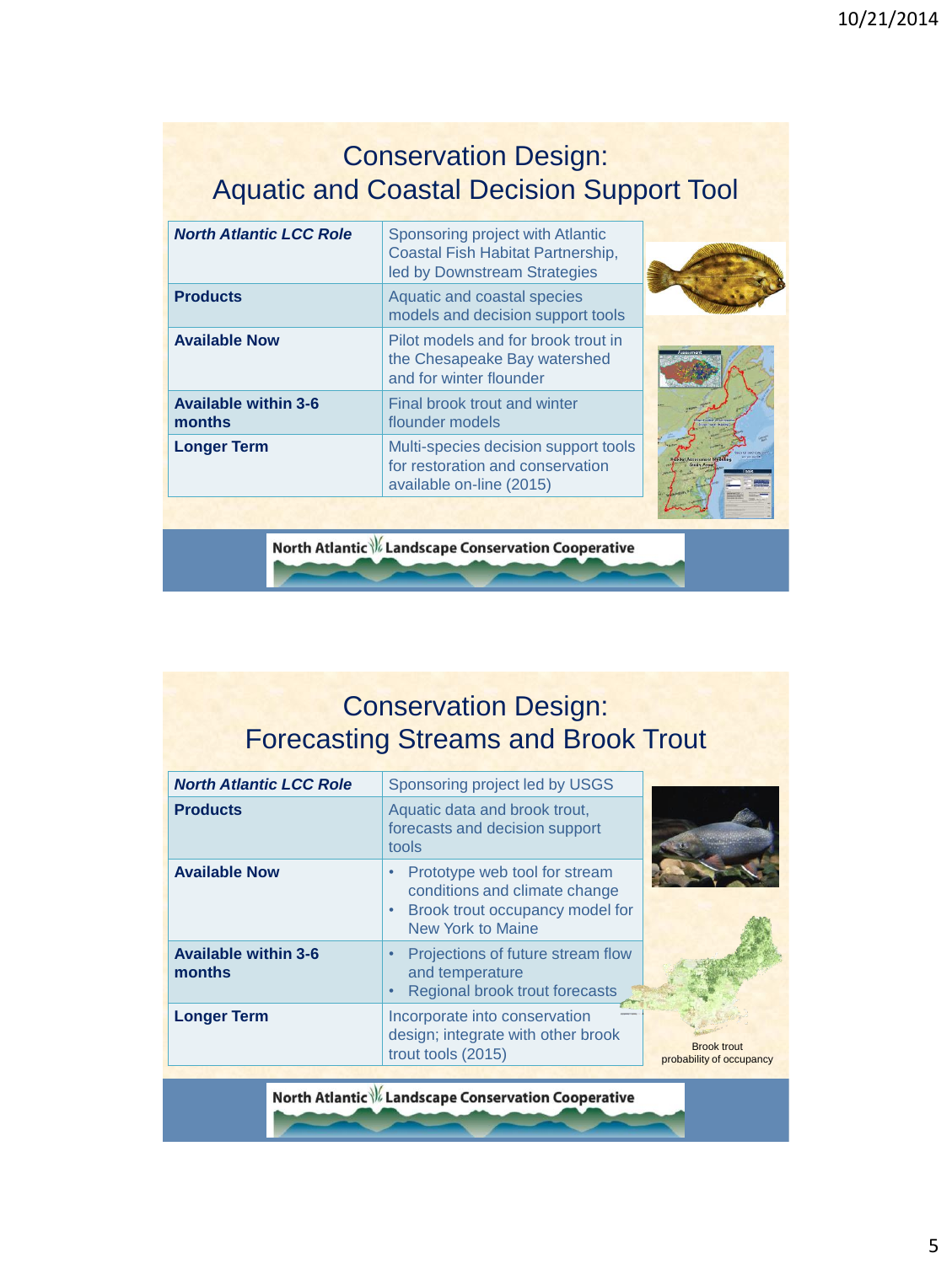## Conservation Design: Aquatic and Coastal Decision Support Tool

| | |
|---|---|
| ***North Atlantic LCC Role*** | Sponsoring project with Atlantic Coastal Fish Habitat Partnership, led by Downstream Strategies |
| **Products** | Aquatic and coastal species models and decision support tools |
| **Available Now** | Pilot models and for brook trout in the Chesapeake Bay watershed and for winter flounder |
| **Available within 3-6 months** | Final brook trout and winter flounder models |
| **Longer Term** | Multi-species decision support tools for restoration and conservation available on-line (2015) |

North Atlantic Landscape Conservation Cooperative

## Conservation Design: Forecasting Streams and Brook Trout

| | |
|---|---|
| ***North Atlantic LCC Role*** | Sponsoring project led by USGS |
| **Products** | Aquatic data and brook trout, forecasts and decision support tools |
| **Available Now** | • Prototype web tool for stream conditions and climate change<br>• Brook trout occupancy model for New York to Maine |
| **Available within 3-6 months** | • Projections of future stream flow and temperature<br>• Regional brook trout forecasts |
| **Longer Term** | Incorporate into conservation design; integrate with other brook trout tools (2015) |

Brook trout probability of occupancy

North Atlantic Landscape Conservation Cooperative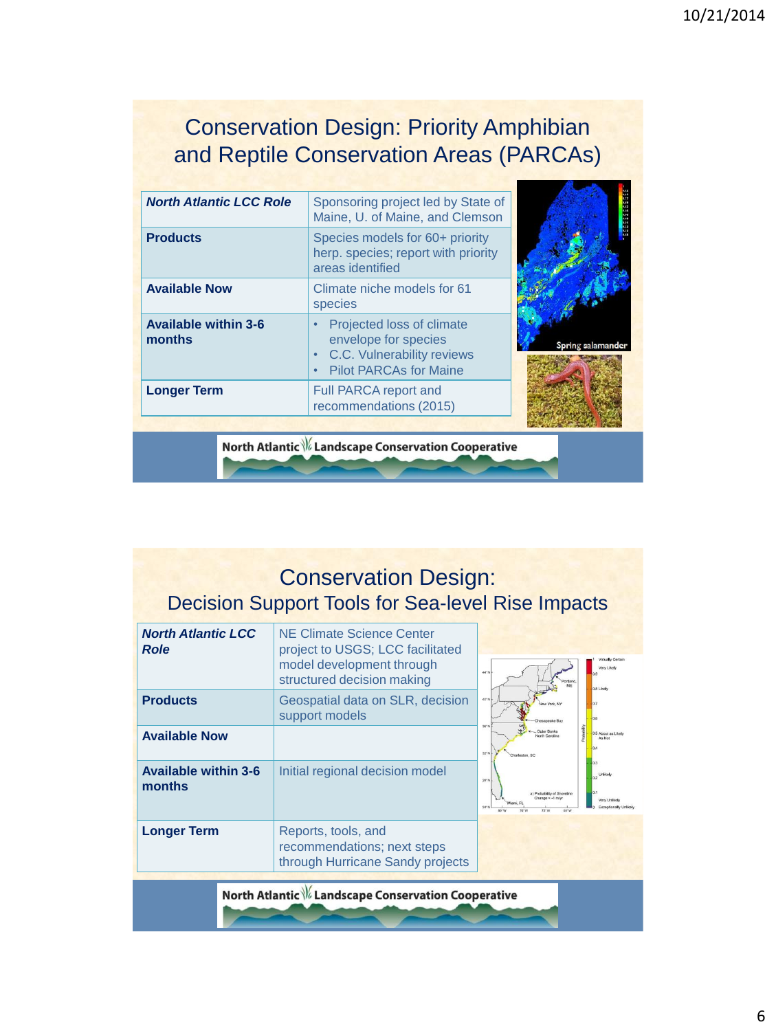# Conservation Design: Priority Amphibian and Reptile Conservation Areas (PARCAs)

| | |
|---|---|
| ***North Atlantic LCC Role*** | Sponsoring project led by State of Maine, U. of Maine, and Clemson |
| **Products** | Species models for 60+ priority herp. species; report with priority areas identified |
| **Available Now** | Climate niche models for 61 species |
| **Available within 3-6 months** | • Projected loss of climate envelope for species<br>• C.C. Vulnerability reviews<br>• Pilot PARCAs for Maine |
| **Longer Term** | Full PARCA report and recommendations (2015) |

Spring salamander

North Atlantic Landscape Conservation Cooperative

# Conservation Design:

## Decision Support Tools for Sea-level Rise Impacts

| | |
|---|---|
| ***North Atlantic LCC Role*** | NE Climate Science Center project to USGS; LCC facilitated model development through structured decision making |
| **Products** | Geospatial data on SLR, decision support models |
| **Available Now** | |
| **Available within 3-6 months** | Initial regional decision model |
| **Longer Term** | Reports, tools, and recommendations; next steps through Hurricane Sandy projects |

North Atlantic Landscape Conservation Cooperative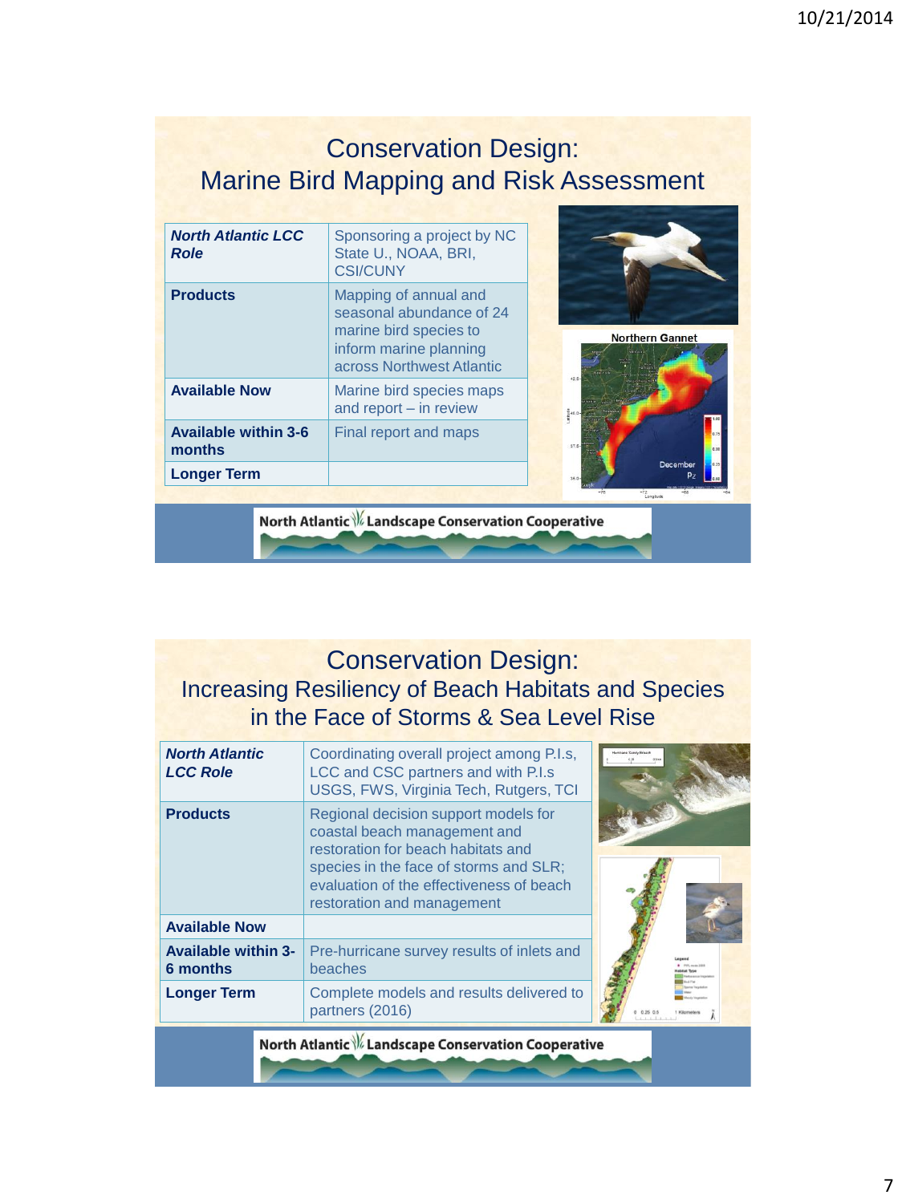## Conservation Design: Marine Bird Mapping and Risk Assessment

| | |
|---|---|
| ***North Atlantic LCC Role*** | Sponsoring a project by NC State U., NOAA, BRI, CSI/CUNY |
| **Products** | Mapping of annual and seasonal abundance of 24 marine bird species to inform marine planning across Northwest Atlantic |
| **Available Now** | Marine bird species maps and report – in review |
| **Available within 3-6 months** | Final report and maps |
| **Longer Term** | |

North Atlantic Landscape Conservation Cooperative

## Conservation Design: Increasing Resiliency of Beach Habitats and Species in the Face of Storms & Sea Level Rise

| | |
|---|---|
| ***North Atlantic LCC Role*** | Coordinating overall project among P.I.s, LCC and CSC partners and with P.I.s USGS, FWS, Virginia Tech, Rutgers, TCI |
| **Products** | Regional decision support models for coastal beach management and restoration for beach habitats and species in the face of storms and SLR; evaluation of the effectiveness of beach restoration and management |
| **Available Now** | |
| **Available within 3-6 months** | Pre-hurricane survey results of inlets and beaches |
| **Longer Term** | Complete models and results delivered to partners (2016) |

North Atlantic Landscape Conservation Cooperative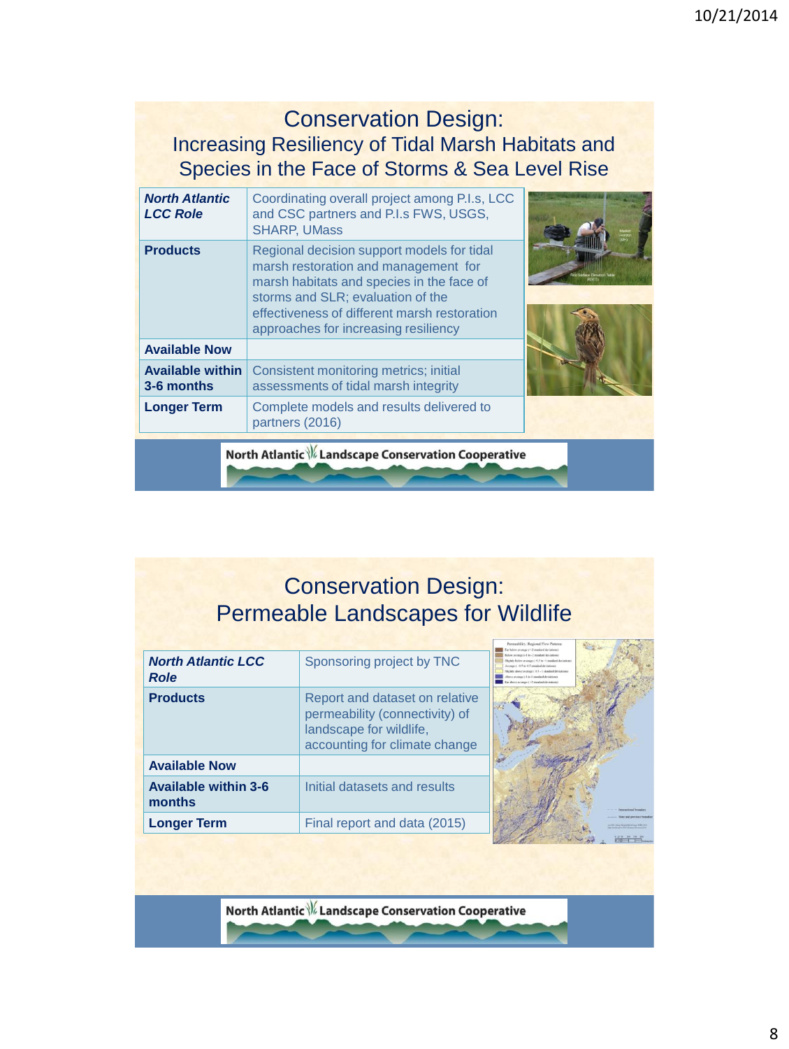## Conservation Design: Increasing Resiliency of Tidal Marsh Habitats and Species in the Face of Storms & Sea Level Rise

| | |
|---|---|
| ***North Atlantic LCC Role*** | Coordinating overall project among P.I.s, LCC and CSC partners and P.I.s FWS, USGS, SHARP, UMass |
| **Products** | Regional decision support models for tidal marsh restoration and management for marsh habitats and species in the face of storms and SLR; evaluation of the effectiveness of different marsh restoration approaches for increasing resiliency |
| **Available Now** | |
| **Available within 3-6 months** | Consistent monitoring metrics; initial assessments of tidal marsh integrity |
| **Longer Term** | Complete models and results delivered to partners (2016) |

North Atlantic Landscape Conservation Cooperative

## Conservation Design: Permeable Landscapes for Wildlife

| | |
|---|---|
| ***North Atlantic LCC Role*** | Sponsoring project by TNC |
| **Products** | Report and dataset on relative permeability (connectivity) of landscape for wildlife, accounting for climate change |
| **Available Now** | |
| **Available within 3-6 months** | Initial datasets and results |
| **Longer Term** | Final report and data (2015) |

North Atlantic Landscape Conservation Cooperative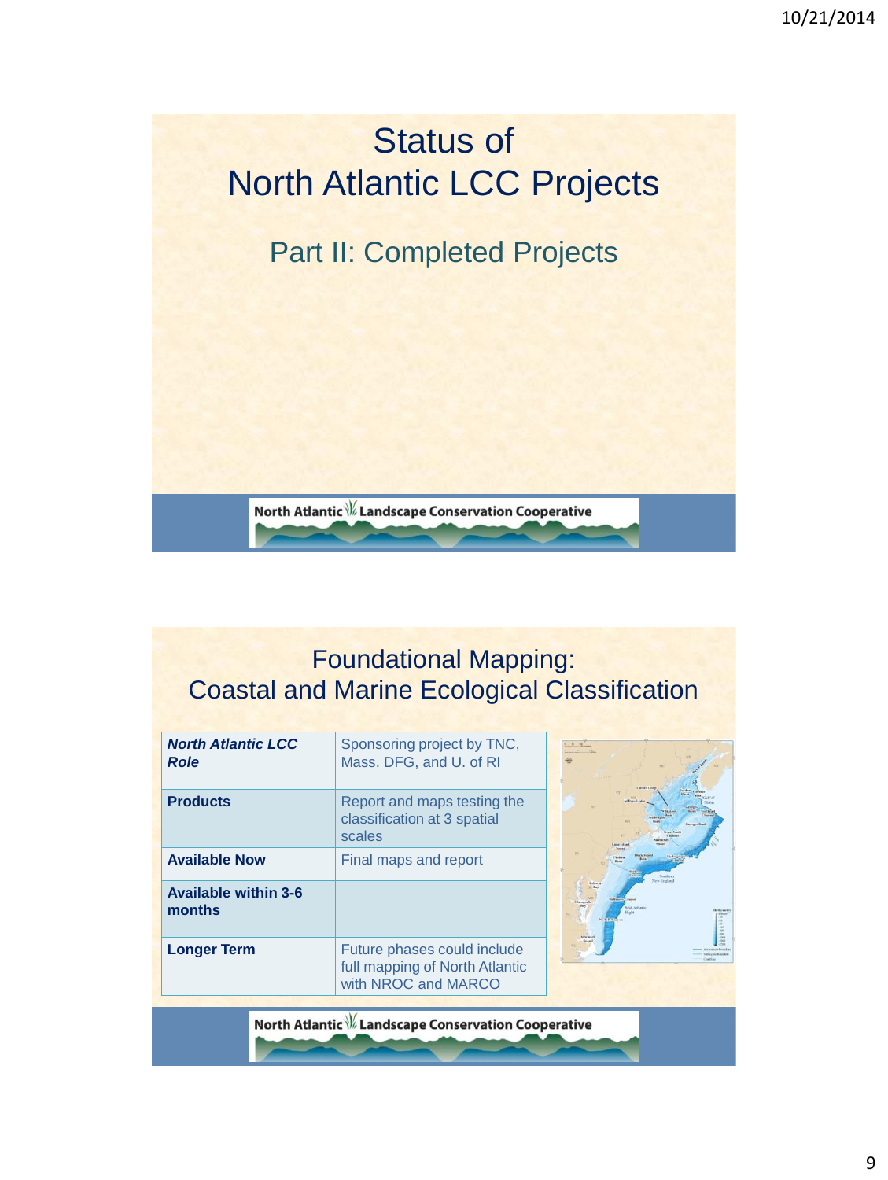# Status of North Atlantic LCC Projects

## Part II: Completed Projects

North Atlantic Landscape Conservation Cooperative

---

## Foundational Mapping: Coastal and Marine Ecological Classification

| ***North Atlantic LCC Role*** | Sponsoring project by TNC, Mass. DFG, and U. of RI |
|---|---|
| **Products** | Report and maps testing the classification at 3 spatial scales |
| **Available Now** | Final maps and report |
| **Available within 3-6 months** | |
| **Longer Term** | Future phases could include full mapping of North Atlantic with NROC and MARCO |

North Atlantic Landscape Conservation Cooperative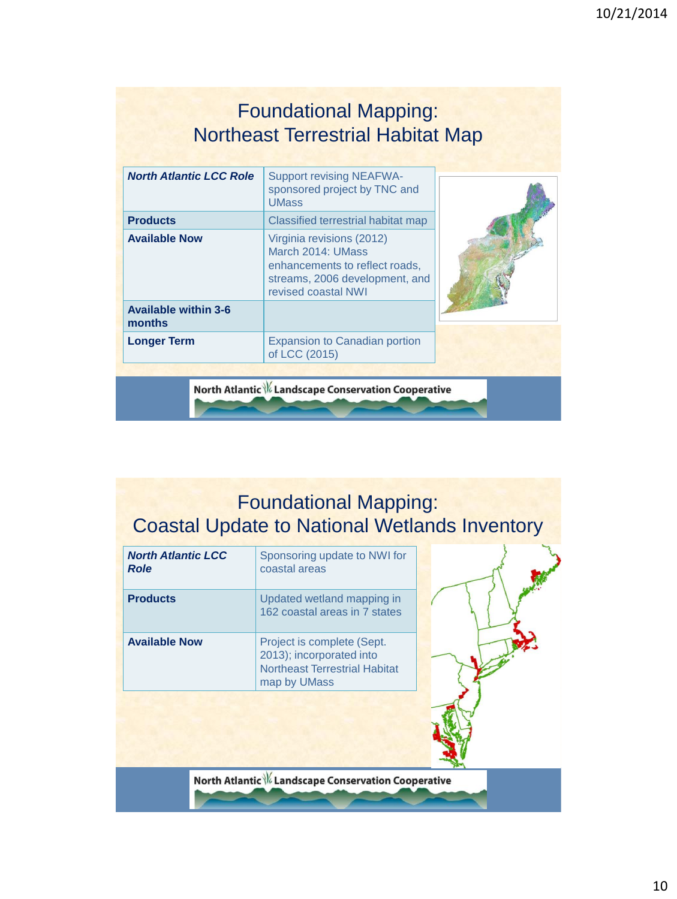# Foundational Mapping: Northeast Terrestrial Habitat Map

| | |
|---|---|
| ***North Atlantic LCC Role*** | Support revising NEAFWA-sponsored project by TNC and UMass |
| **Products** | Classified terrestrial habitat map |
| **Available Now** | Virginia revisions (2012)<br>March 2014: UMass enhancements to reflect roads, streams, 2006 development, and revised coastal NWI |
| **Available within 3-6 months** | |
| **Longer Term** | Expansion to Canadian portion of LCC (2015) |

North Atlantic Landscape Conservation Cooperative

# Foundational Mapping: Coastal Update to National Wetlands Inventory

| | |
|---|---|
| ***North Atlantic LCC Role*** | Sponsoring update to NWI for coastal areas |
| **Products** | Updated wetland mapping in 162 coastal areas in 7 states |
| **Available Now** | Project is complete (Sept. 2013); incorporated into Northeast Terrestrial Habitat map by UMass |

North Atlantic Landscape Conservation Cooperative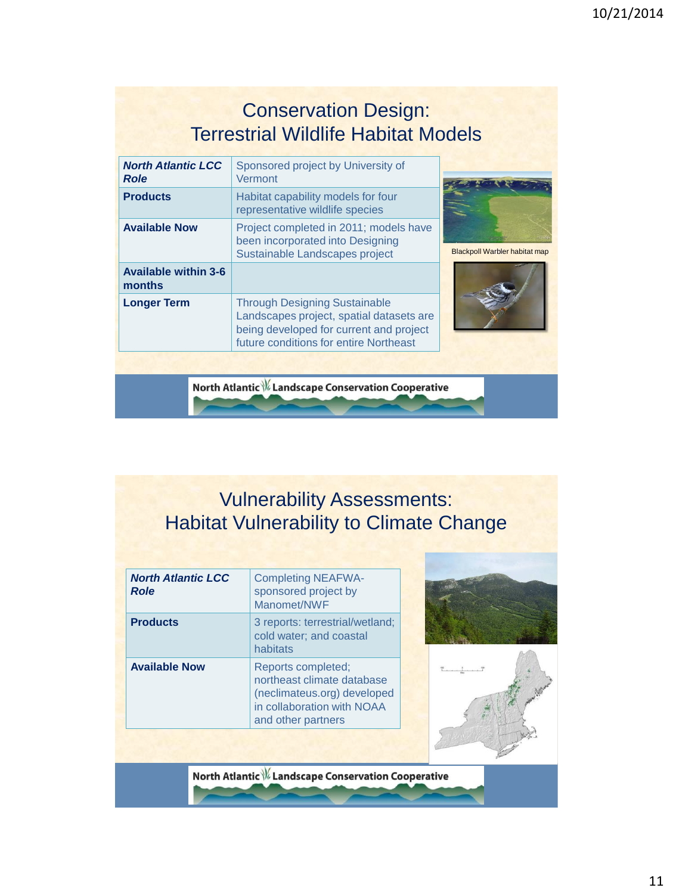## Conservation Design: Terrestrial Wildlife Habitat Models

| | |
|---|---|
| ***North Atlantic LCC Role*** | Sponsored project by University of Vermont |
| **Products** | Habitat capability models for four representative wildlife species |
| **Available Now** | Project completed in 2011; models have been incorporated into Designing Sustainable Landscapes project |
| **Available within 3-6 months** | |
| **Longer Term** | Through Designing Sustainable Landscapes project, spatial datasets are being developed for current and project future conditions for entire Northeast |

Blackpoll Warbler habitat map

North Atlantic Landscape Conservation Cooperative

## Vulnerability Assessments: Habitat Vulnerability to Climate Change

| | |
|---|---|
| ***North Atlantic LCC Role*** | Completing NEAFWA-sponsored project by Manomet/NWF |
| **Products** | 3 reports: terrestrial/wetland; cold water; and coastal habitats |
| **Available Now** | Reports completed; northeast climate database (neclimateus.org) developed in collaboration with NOAA and other partners |

North Atlantic Landscape Conservation Cooperative